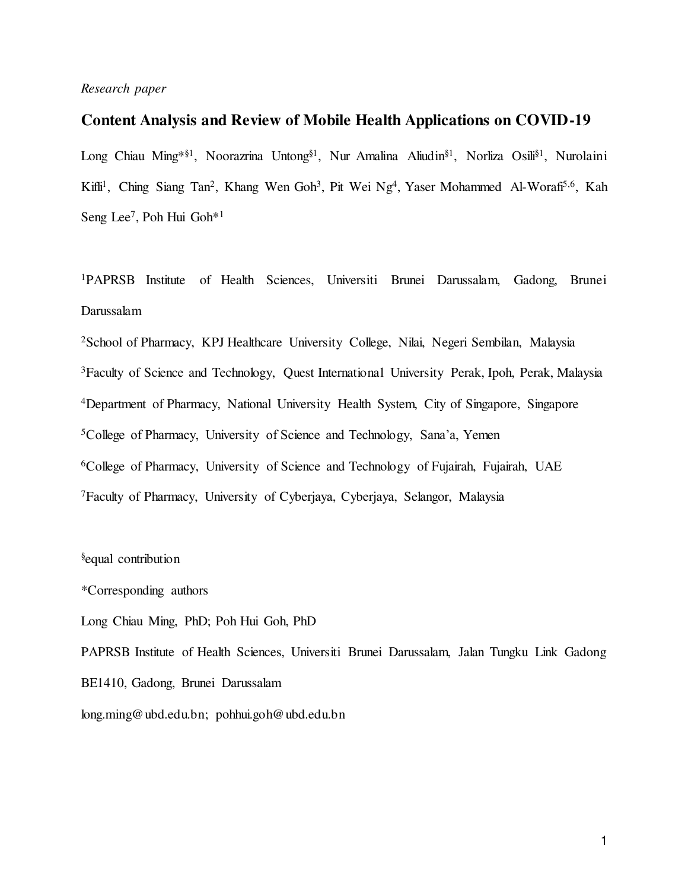*Research paper*

# Content Analysis and Review of Mobile Health Applications on COVID-19

Long Chiau Ming*[§1], Noorazrina Untong[§1], Nur Amalina Aliudin[§1], Norliza Osili[§1], Nurolaini Kifli[1], Ching Siang Tan[2], Khang Wen Goh[3], Pit Wei Ng[4], Yaser Mohammed Al-Worafi[5,6], Kah Seng Lee[7], Poh Hui Goh*[1]

[1]PAPRSB Institute of Health Sciences, Universiti Brunei Darussalam, Gadong, Brunei Darussalam

[2]School of Pharmacy, KPJ Healthcare University College, Nilai, Negeri Sembilan, Malaysia

[3]Faculty of Science and Technology, Quest International University Perak, Ipoh, Perak, Malaysia

[4]Department of Pharmacy, National University Health System, City of Singapore, Singapore

[5]College of Pharmacy, University of Science and Technology, Sana'a, Yemen

[6]College of Pharmacy, University of Science and Technology of Fujairah, Fujairah, UAE

[7]Faculty of Pharmacy, University of Cyberjaya, Cyberjaya, Selangor, Malaysia

[§]equal contribution

*Corresponding authors

Long Chiau Ming, PhD; Poh Hui Goh, PhD

PAPRSB Institute of Health Sciences, Universiti Brunei Darussalam, Jalan Tungku Link Gadong BE1410, Gadong, Brunei Darussalam

long.ming@ubd.edu.bn; pohhui.goh@ubd.edu.bn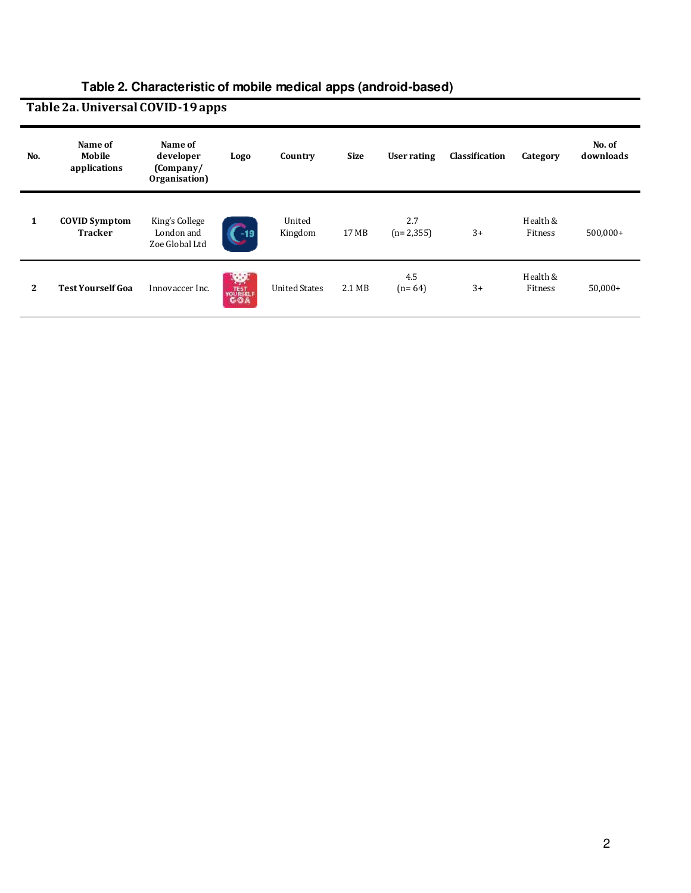**Table 2. Characteristic of mobile medical apps (android-based)**

**Table 2a. Universal COVID-19 apps**

| No. | Name of Mobile applications | Name of developer (Company/ Organisation) | Logo | Country | Size | User rating | Classification | Category | No. of downloads |
|---|---|---|---|---|---|---|---|---|---|
| **1** | **COVID Symptom Tracker** | King's College London and Zoe Global Ltd | | United Kingdom | 17 MB | 2.7 (n= 2,355) | 3+ | Health & Fitness | 500,000+ |
| **2** | **Test Yourself Goa** | Innovaccer Inc. | | United States | 2.1 MB | 4.5 (n= 64) | 3+ | Health & Fitness | 50,000+ |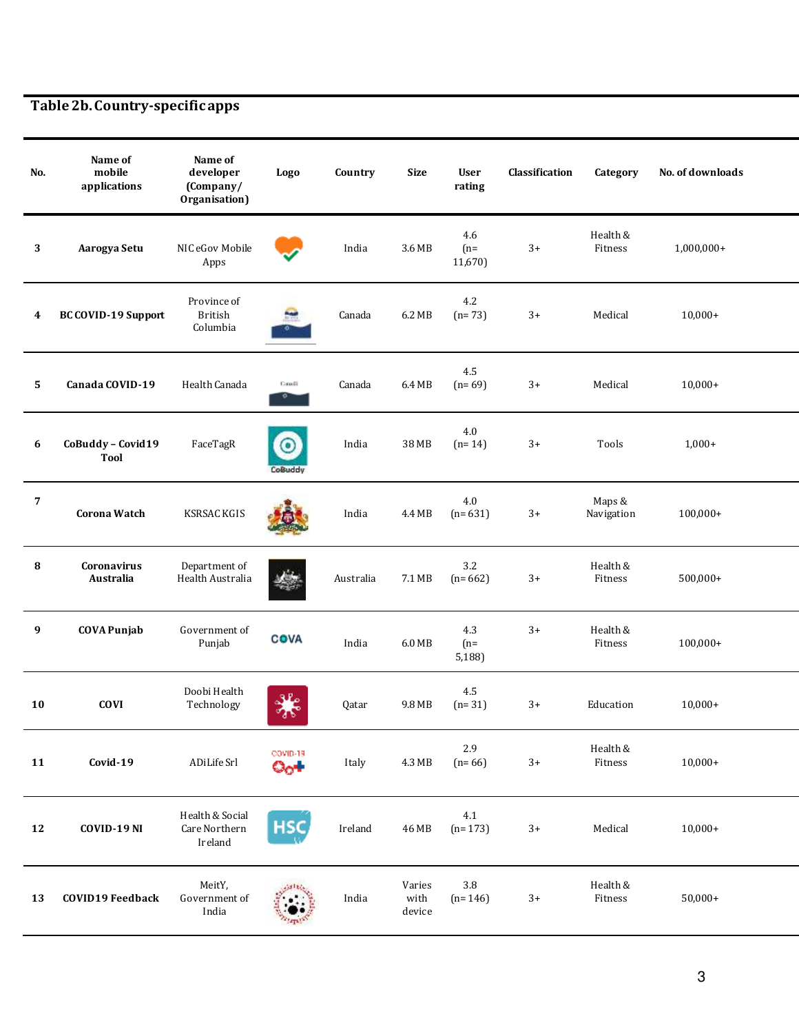**Table 2b. Country-specific apps**

| No. | Name of mobile applications | Name of developer (Company/ Organisation) | Logo | Country | Size | User rating | Classification | Category | No. of downloads |
|---|---|---|---|---|---|---|---|---|---|
| 3 | **Aarogya Setu** | NIC eGov Mobile Apps | | India | 3.6 MB | 4.6 (n= 11,670) | 3+ | Health & Fitness | 1,000,000+ |
| 4 | **BC COVID-19 Support** | Province of British Columbia | | Canada | 6.2 MB | 4.2 (n= 73) | 3+ | Medical | 10,000+ |
| 5 | **Canada COVID-19** | Health Canada | | Canada | 6.4 MB | 4.5 (n= 69) | 3+ | Medical | 10,000+ |
| 6 | **CoBuddy – Covid19 Tool** | FaceTagR | CoBuddy | India | 38 MB | 4.0 (n= 14) | 3+ | Tools | 1,000+ |
| 7 | **Corona Watch** | KSRSAC KGIS | | India | 4.4 MB | 4.0 (n= 631) | 3+ | Maps & Navigation | 100,000+ |
| 8 | **Coronavirus Australia** | Department of Health Australia | | Australia | 7.1 MB | 3.2 (n= 662) | 3+ | Health & Fitness | 500,000+ |
| 9 | **COVA Punjab** | Government of Punjab | COVA | India | 6.0 MB | 4.3 (n= 5,188) | 3+ | Health & Fitness | 100,000+ |
| 10 | **COVI** | Doobi Health Technology | | Qatar | 9.8 MB | 4.5 (n= 31) | 3+ | Education | 10,000+ |
| 11 | **Covid-19** | ADiLife Srl | COVID-19 | Italy | 4.3 MB | 2.9 (n= 66) | 3+ | Health & Fitness | 10,000+ |
| 12 | **COVID-19 NI** | Health & Social Care Northern Ireland | HSC | Ireland | 46 MB | 4.1 (n= 173) | 3+ | Medical | 10,000+ |
| 13 | **COVID19 Feedback** | MeitY, Government of India | | India | Varies with device | 3.8 (n= 146) | 3+ | Health & Fitness | 50,000+ |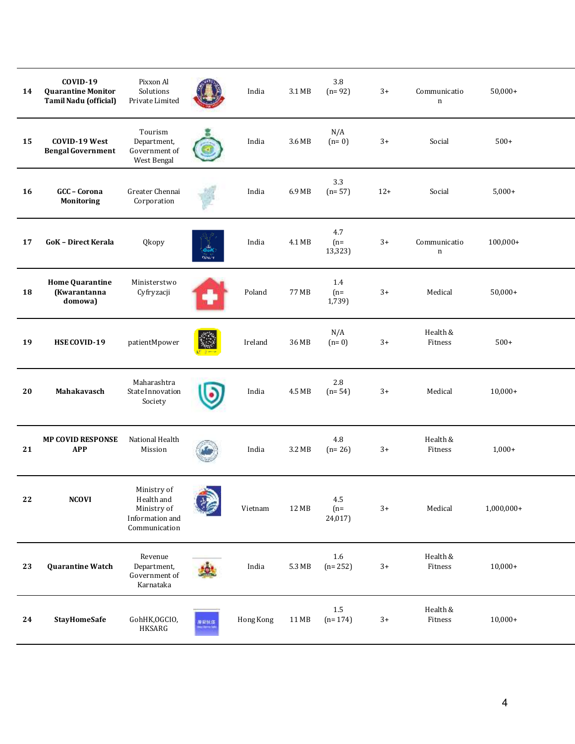| 14 | COVID-19 Quarantine Monitor Tamil Nadu (official) | Pixxon AI Solutions Private Limited | | India | 3.1 MB | 3.8 (n= 92) | 3+ | Communication | 50,000+ |
|---|---|---|---|---|---|---|---|---|---|
| 15 | COVID-19 West Bengal Government | Tourism Department, Government of West Bengal | | India | 3.6 MB | N/A (n= 0) | 3+ | Social | 500+ |
| 16 | GCC – Corona Monitoring | Greater Chennai Corporation | | India | 6.9 MB | 3.3 (n= 57) | 12+ | Social | 5,000+ |
| 17 | GoK – Direct Kerala | Qkopy | | India | 4.1 MB | 4.7 (n= 13,323) | 3+ | Communication | 100,000+ |
| 18 | Home Quarantine (Kwarantanna domowa) | Ministerstwo Cyfryzacji | | Poland | 77 MB | 1.4 (n= 1,739) | 3+ | Medical | 50,000+ |
| 19 | HSE COVID-19 | patientMpower | | Ireland | 36 MB | N/A (n= 0) | 3+ | Health & Fitness | 500+ |
| 20 | Mahakavasch | Maharashtra State Innovation Society | | India | 4.5 MB | 2.8 (n= 54) | 3+ | Medical | 10,000+ |
| 21 | MP COVID RESPONSE APP | National Health Mission | | India | 3.2 MB | 4.8 (n= 26) | 3+ | Health & Fitness | 1,000+ |
| 22 | NCOVI | Ministry of Health and Ministry of Information and Communication | | Vietnam | 12 MB | 4.5 (n= 24,017) | 3+ | Medical | 1,000,000+ |
| 23 | Quarantine Watch | Revenue Department, Government of Karnataka | | India | 5.3 MB | 1.6 (n= 252) | 3+ | Health & Fitness | 10,000+ |
| 24 | StayHomeSafe | GohHK,OGCIO, HKSARG | | Hong Kong | 11 MB | 1.5 (n= 174) | 3+ | Health & Fitness | 10,000+ |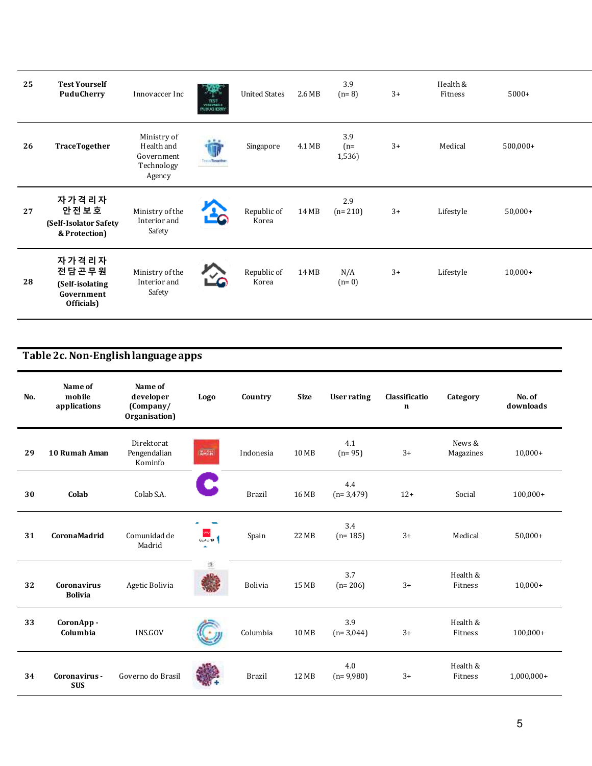| 25 | **Test Yourself PuduCherry** | Innovaccer Inc | | United States | 2.6 MB | 3.9 (n= 8) | 3+ | Health & Fitness | 5000+ |
|---|---|---|---|---|---|---|---|---|---|
| 26 | **TraceTogether** | Ministry of Health and Government Technology Agency | | Singapore | 4.1 MB | 3.9 (n= 1,536) | 3+ | Medical | 500,000+ |
| 27 | **자가격리자 안전보호 (Self-Isolator Safety & Protection)** | Ministry of the Interior and Safety | | Republic of Korea | 14 MB | 2.9 (n= 210) | 3+ | Lifestyle | 50,000+ |
| 28 | **자가격리자 전담공무원 (Self-isolating Government Officials)** | Ministry of the Interior and Safety | | Republic of Korea | 14 MB | N/A (n= 0) | 3+ | Lifestyle | 10,000+ |

## Table 2c. Non-English language apps

| No. | Name of mobile applications | Name of developer (Company/ Organisation) | Logo | Country | Size | User rating | Classification | Category | No. of downloads |
|---|---|---|---|---|---|---|---|---|---|
| 29 | **10 Rumah Aman** | Direktorat Pengendalian Kominfo | | Indonesia | 10 MB | 4.1 (n= 95) | 3+ | News & Magazines | 10,000+ |
| 30 | **Colab** | Colab S.A. | | Brazil | 16 MB | 4.4 (n= 3,479) | 12+ | Social | 100,000+ |
| 31 | **CoronaMadrid** | Comunidad de Madrid | | Spain | 22 MB | 3.4 (n= 185) | 3+ | Medical | 50,000+ |
| 32 | **Coronavirus Bolivia** | Agetic Bolivia | | Bolivia | 15 MB | 3.7 (n= 206) | 3+ | Health & Fitness | 10,000+ |
| 33 | **CoronApp - Columbia** | INS.GOV | | Columbia | 10 MB | 3.9 (n= 3,044) | 3+ | Health & Fitness | 100,000+ |
| 34 | **Coronavirus - SUS** | Governo do Brasil | | Brazil | 12 MB | 4.0 (n= 9,980) | 3+ | Health & Fitness | 1,000,000+ |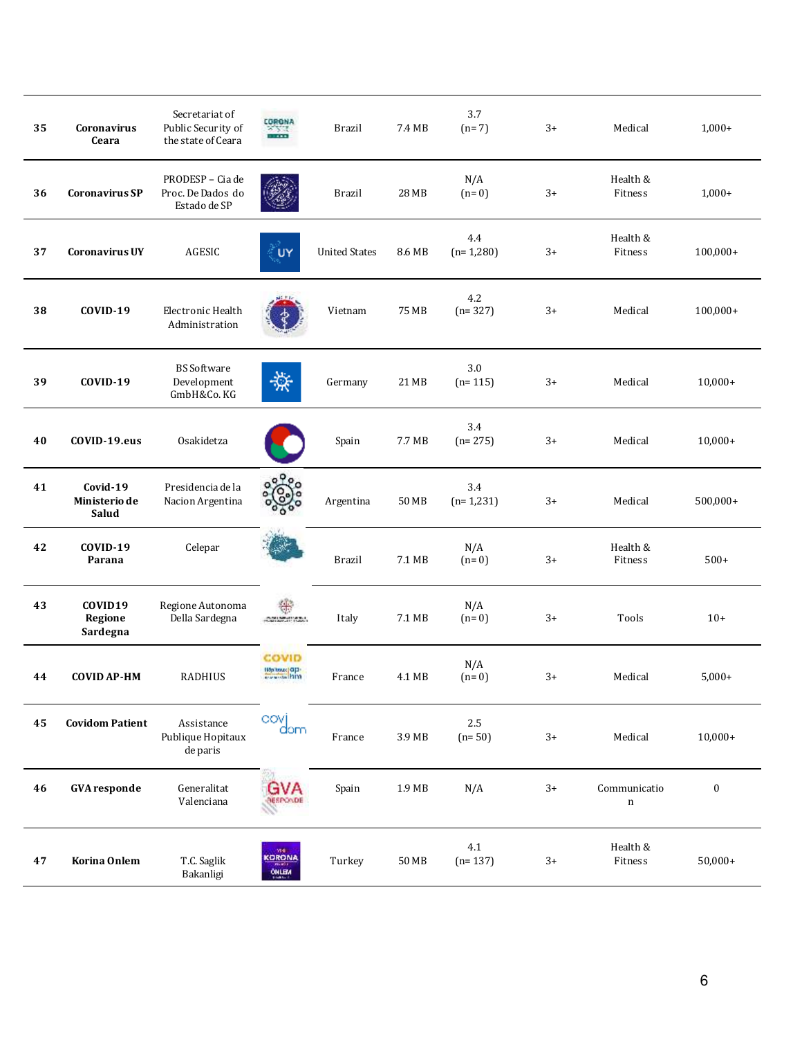| 35 | **Coronavirus Ceara** | Secretariat of Public Security of the state of Ceara | | Brazil | 7.4 MB | 3.7 (n= 7) | 3+ | Medical | 1,000+ |
|---|---|---|---|---|---|---|---|---|---|
| 36 | **Coronavirus SP** | PRODESP – Cia de Proc. De Dados do Estado de SP | | Brazil | 28 MB | N/A (n= 0) | 3+ | Health & Fitness | 1,000+ |
| 37 | **Coronavirus UY** | AGESIC | | United States | 8.6 MB | 4.4 (n= 1,280) | 3+ | Health & Fitness | 100,000+ |
| 38 | **COVID-19** | Electronic Health Administration | | Vietnam | 75 MB | 4.2 (n= 327) | 3+ | Medical | 100,000+ |
| 39 | **COVID-19** | BS Software Development GmbH&Co. KG | | Germany | 21 MB | 3.0 (n= 115) | 3+ | Medical | 10,000+ |
| 40 | **COVID-19.eus** | Osakidetza | | Spain | 7.7 MB | 3.4 (n= 275) | 3+ | Medical | 10,000+ |
| 41 | **Covid-19 Ministerio de Salud** | Presidencia de la Nacion Argentina | | Argentina | 50 MB | 3.4 (n= 1,231) | 3+ | Medical | 500,000+ |
| 42 | **COVID-19 Parana** | Celepar | | Brazil | 7.1 MB | N/A (n= 0) | 3+ | Health & Fitness | 500+ |
| 43 | **COVID19 Regione Sardegna** | Regione Autonoma Della Sardegna | | Italy | 7.1 MB | N/A (n= 0) | 3+ | Tools | 10+ |
| 44 | **COVID AP-HM** | RADHIUS | | France | 4.1 MB | N/A (n= 0) | 3+ | Medical | 5,000+ |
| 45 | **Covidom Patient** | Assistance Publique Hopitaux de paris | | France | 3.9 MB | 2.5 (n= 50) | 3+ | Medical | 10,000+ |
| 46 | **GVA responde** | Generalitat Valenciana | | Spain | 1.9 MB | N/A | 3+ | Communication | 0 |
| 47 | **Korina Onlem** | T.C. Saglik Bakanligi | | Turkey | 50 MB | 4.1 (n= 137) | 3+ | Health & Fitness | 50,000+ |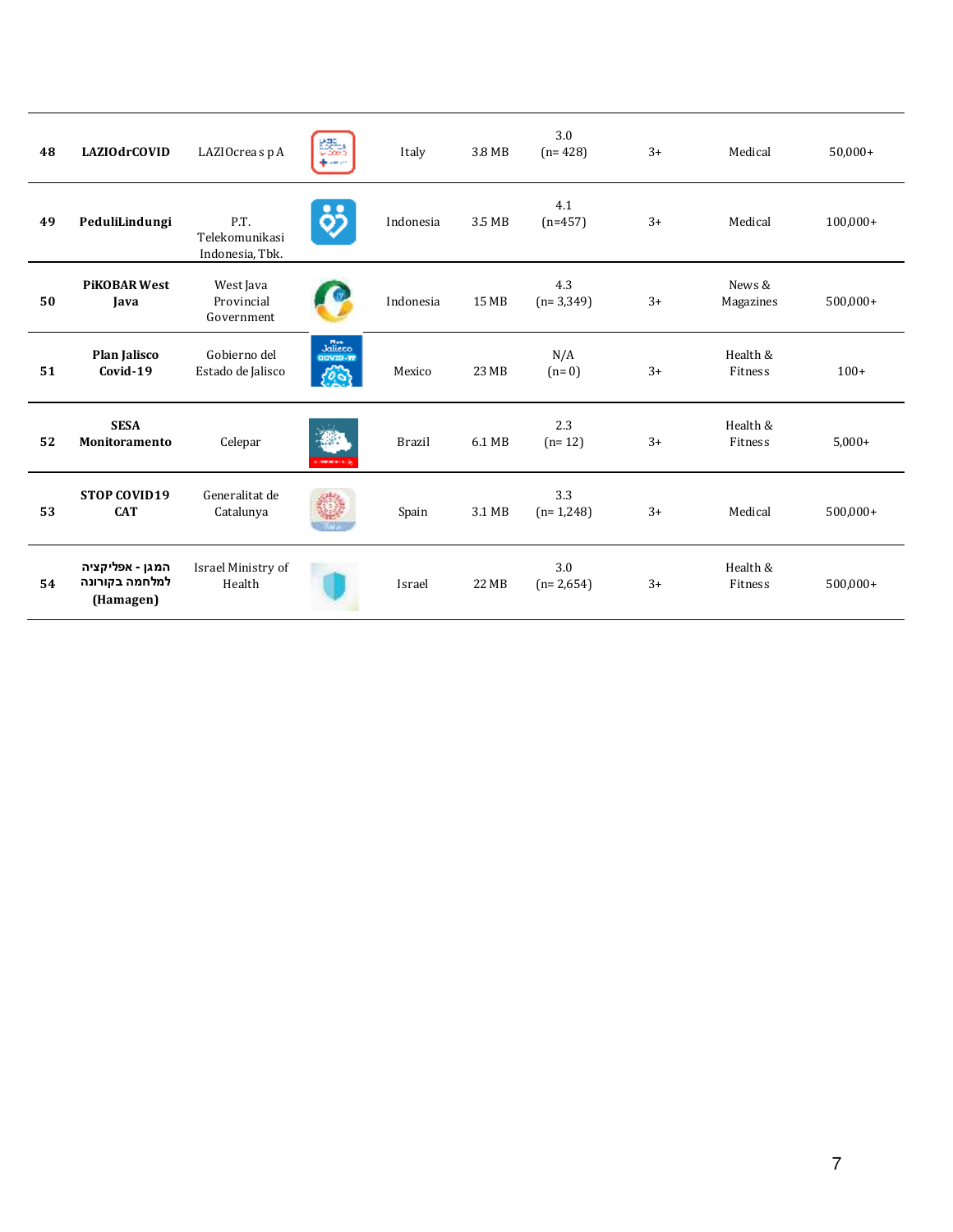| | | | | | | | | | |
|---|---|---|---|---|---|---|---|---|---|
| 48 | **LAZIOdrCOVID** | LAZIOcrea s p A | | Italy | 3.8 MB | 3.0 (n= 428) | 3+ | Medical | 50,000+ |
| 49 | **PeduliLindungi** | P.T. Telekomunikasi Indonesia, Tbk. | | Indonesia | 3.5 MB | 4.1 (n=457) | 3+ | Medical | 100,000+ |
| 50 | **PiKOBAR West Java** | West Java Provincial Government | | Indonesia | 15 MB | 4.3 (n= 3,349) | 3+ | News & Magazines | 500,000+ |
| 51 | **Plan Jalisco Covid-19** | Gobierno del Estado de Jalisco | | Mexico | 23 MB | N/A (n= 0) | 3+ | Health & Fitness | 100+ |
| 52 | **SESA Monitoramento** | Celepar | | Brazil | 6.1 MB | 2.3 (n= 12) | 3+ | Health & Fitness | 5,000+ |
| 53 | **STOP COVID19 CAT** | Generalitat de Catalunya | | Spain | 3.1 MB | 3.3 (n= 1,248) | 3+ | Medical | 500,000+ |
| 54 | **המגן - אפליקציה למלחמה בקורונה (Hamagen)** | Israel Ministry of Health | | Israel | 22 MB | 3.0 (n= 2,654) | 3+ | Health & Fitness | 500,000+ |